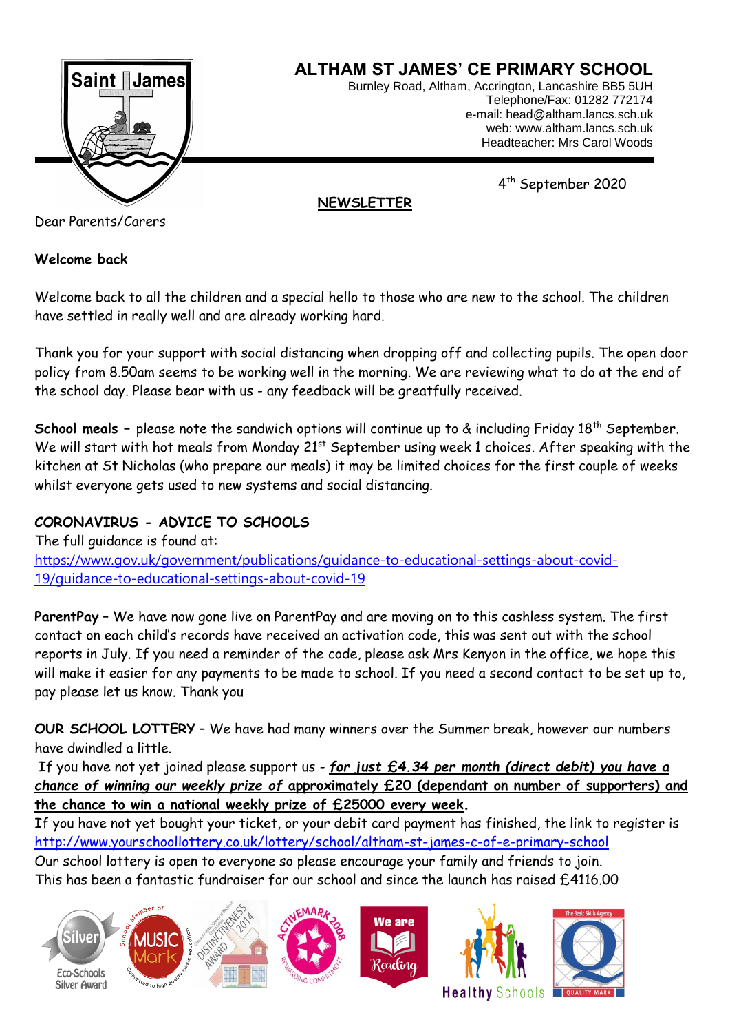# ALTHAM ST JAMES' CE PRIMARY SCHOOL

Burnley Road, Altham, Accrington, Lancashire BB5 5UH
Telephone/Fax: 01282 772174
e-mail: head@altham.lancs.sch.uk
web: www.altham.lancs.sch.uk
Headteacher: Mrs Carol Woods

4th September 2020

**NEWSLETTER**

Dear Parents/Carers

**Welcome back**

Welcome back to all the children and a special hello to those who are new to the school. The children have settled in really well and are already working hard.

Thank you for your support with social distancing when dropping off and collecting pupils. The open door policy from 8.50am seems to be working well in the morning. We are reviewing what to do at the end of the school day. Please bear with us - any feedback will be greatfully received.

**School meals** – please note the sandwich options will continue up to & including Friday 18th September. We will start with hot meals from Monday 21st September using week 1 choices. After speaking with the kitchen at St Nicholas (who prepare our meals) it may be limited choices for the first couple of weeks whilst everyone gets used to new systems and social distancing.

**CORONAVIRUS - ADVICE TO SCHOOLS**

The full guidance is found at:
https://www.gov.uk/government/publications/guidance-to-educational-settings-about-covid-19/guidance-to-educational-settings-about-covid-19

**ParentPay** – We have now gone live on ParentPay and are moving on to this cashless system. The first contact on each child's records have received an activation code, this was sent out with the school reports in July. If you need a reminder of the code, please ask Mrs Kenyon in the office, we hope this will make it easier for any payments to be made to school. If you need a second contact to be set up to, pay please let us know. Thank you

**OUR SCHOOL LOTTERY** – We have had many winners over the Summer break, however our numbers have dwindled a little.

If you have not yet joined please support us - ***for just £4.34 per month (direct debit) you have a chance of winning our weekly prize of* approximately £20 (dependant on number of supporters) and the chance to win a national weekly prize of £25000 every week.**

If you have not yet bought your ticket, or your debit card payment has finished, the link to register is http://www.yourschoollottery.co.uk/lottery/school/altham-st-james-c-of-e-primary-school

Our school lottery is open to everyone so please encourage your family and friends to join.
This has been a fantastic fundraiser for our school and since the launch has raised £4116.00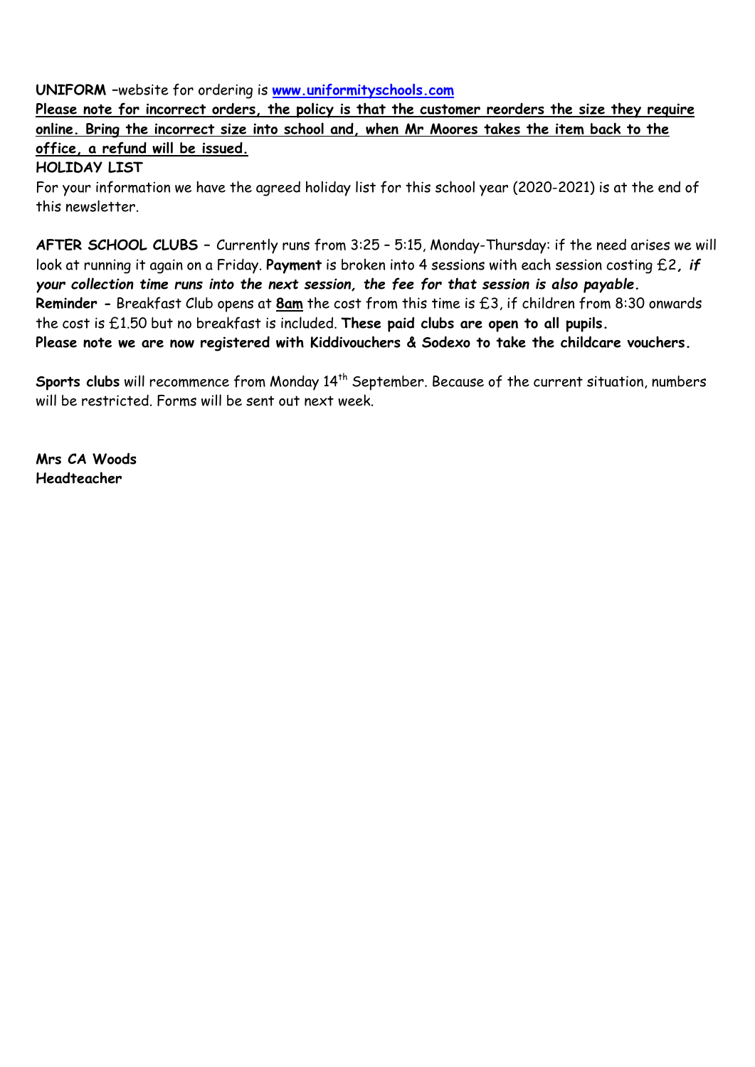**UNIFORM** –website for ordering is **[www.uniformityschools.com](http://www.uniformityschools.com)**

**Please note for incorrect orders, the policy is that the customer reorders the size they require online. Bring the incorrect size into school and, when Mr Moores takes the item back to the office, a refund will be issued.**

**HOLIDAY LIST**

For your information we have the agreed holiday list for this school year (2020-2021) is at the end of this newsletter.

**AFTER SCHOOL CLUBS** – Currently runs from 3:25 – 5:15, Monday-Thursday: if the need arises we will look at running it again on a Friday. **Payment** is broken into 4 sessions with each session costing £2***, if your collection time runs into the next session, the fee for that session is also payable.***

**Reminder -** Breakfast Club opens at **8am** the cost from this time is £3, if children from 8:30 onwards the cost is £1.50 but no breakfast is included. **These paid clubs are open to all pupils.**

**Please note we are now registered with Kiddivouchers & Sodexo to take the childcare vouchers.**

**Sports clubs** will recommence from Monday 14th September. Because of the current situation, numbers will be restricted. Forms will be sent out next week.

**Mrs CA Woods**
**Headteacher**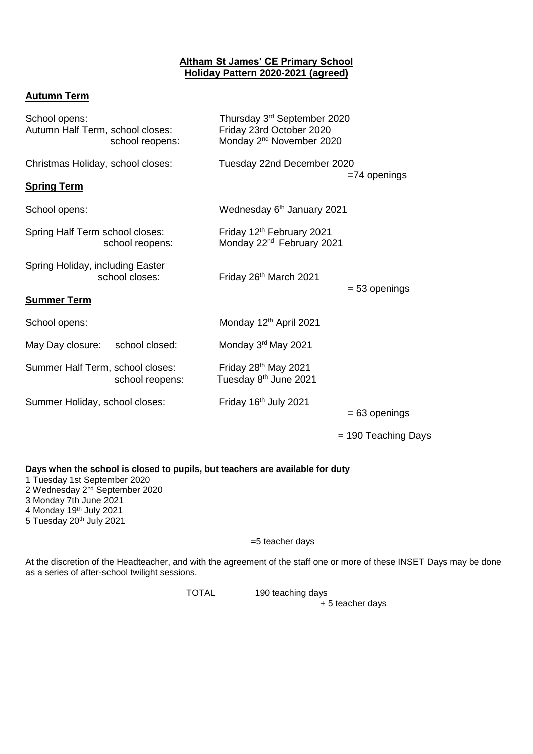**Altham St James' CE Primary School**
**Holiday Pattern 2020-2021 (agreed)**

## Autumn Term

| | | |
|---|---|---|
| School opens: | Thursday 3rd September 2020 | |
| Autumn Half Term, school closes: | Friday 23rd October 2020 | |
| school reopens: | Monday 2nd November 2020 | |
| Christmas Holiday, school closes: | Tuesday 22nd December 2020 | |
| | | =74 openings |

## Spring Term

| | | |
|---|---|---|
| School opens: | Wednesday 6th January 2021 | |
| Spring Half Term school closes: | Friday 12th February 2021 | |
| school reopens: | Monday 22nd February 2021 | |
| Spring Holiday, including Easter school closes: | Friday 26th March 2021 | |
| | | = 53 openings |

## Summer Term

| | | |
|---|---|---|
| School opens: | Monday 12th April 2021 | |
| May Day closure: school closed: | Monday 3rd May 2021 | |
| Summer Half Term, school closes: | Friday 28th May 2021 | |
| school reopens: | Tuesday 8th June 2021 | |
| Summer Holiday, school closes: | Friday 16th July 2021 | |
| | | = 63 openings |
| | | = 190 Teaching Days |

**Days when the school is closed to pupils, but teachers are available for duty**

1 Tuesday 1st September 2020
2 Wednesday 2nd September 2020
3 Monday 7th June 2021
4 Monday 19th July 2021
5 Tuesday 20th July 2021

=5 teacher days

At the discretion of the Headteacher, and with the agreement of the staff one or more of these INSET Days may be done as a series of after-school twilight sessions.

TOTAL 190 teaching days
+ 5 teacher days